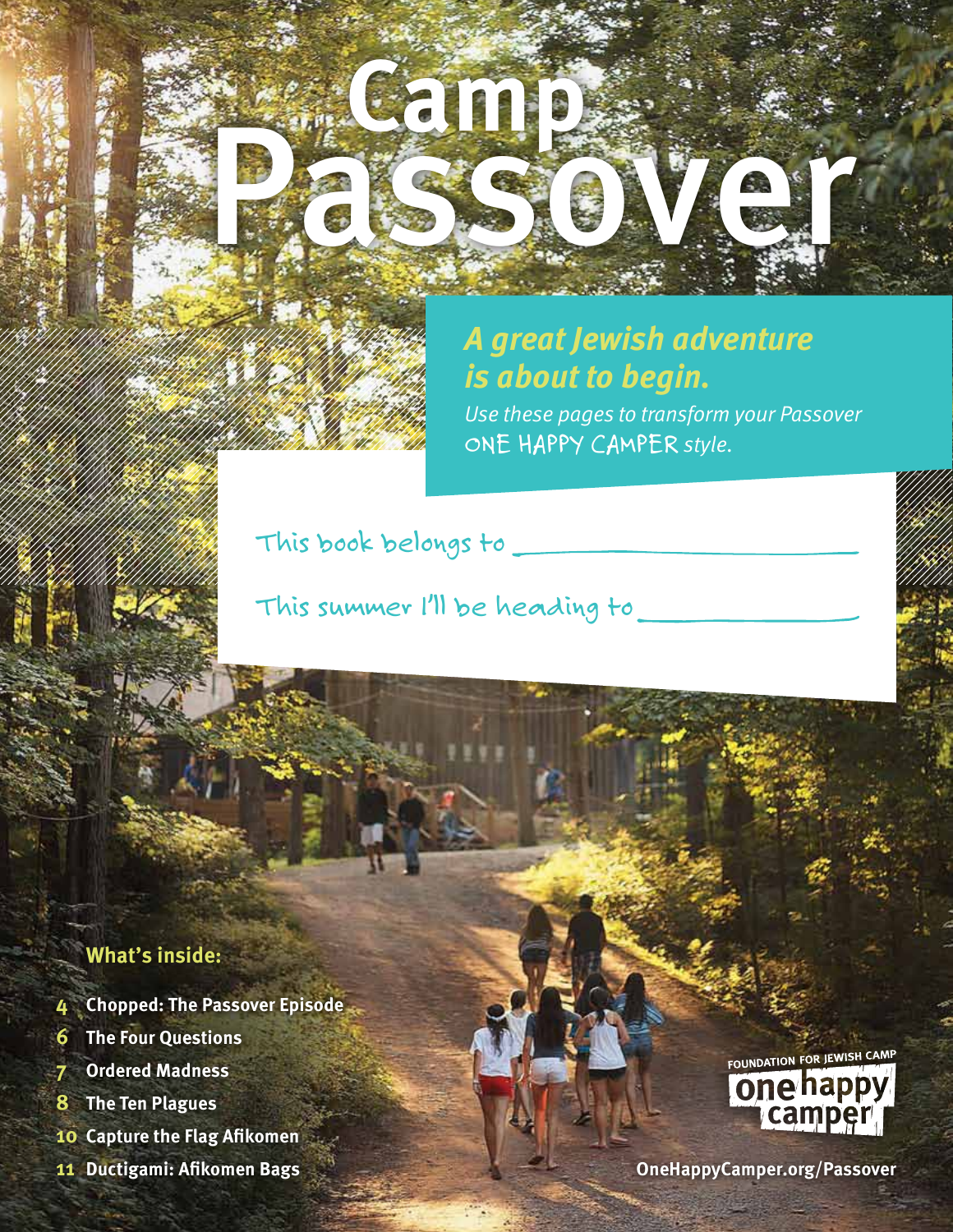# Camp Passover

***A great Jewish adventure is about to begin.***

*Use these pages to transform your Passover* ONE HAPPY CAMPER *style.*

This book belongs to ____________________

This summer I'll be heading to ____________________

**What's inside:**

- **4** Chopped: The Passover Episode
- **6** The Four Questions
- **7** Ordered Madness
- **8** The Ten Plagues
- **10** Capture the Flag Afikomen
- **11** Ductigami: Afikomen Bags

FOUNDATION FOR JEWISH CAMP

one happy camper

OneHappyCamper.org/Passover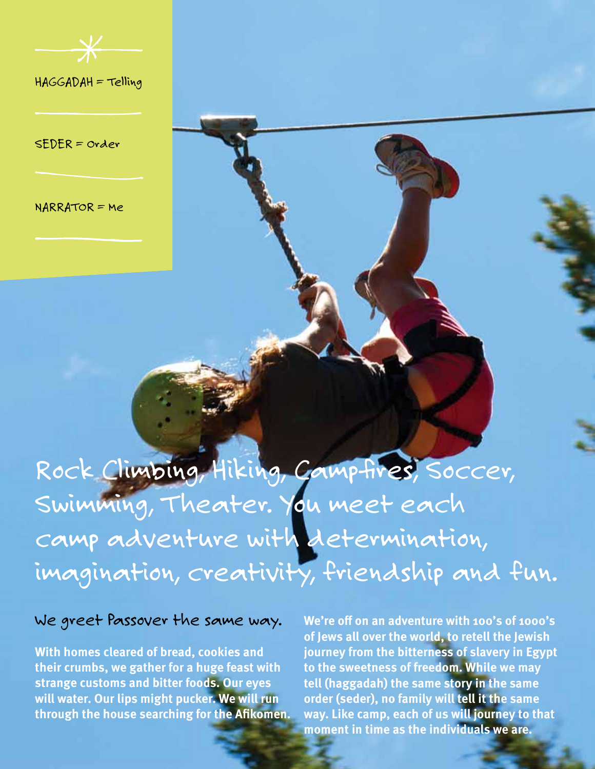HAGGADAH = Telling

SEDER = Order

NARRATOR = Me

## Rock Climbing, Hiking, Campfires, Soccer, Swimming, Theater. You meet each camp adventure with determination, imagination, creativity, friendship and fun.

### We greet Passover the same way.

**With homes cleared of bread, cookies and their crumbs, we gather for a huge feast with strange customs and bitter foods. Our eyes will water. Our lips might pucker. We will run through the house searching for the Afikomen.**

**We're off on an adventure with 100's of 1000's of Jews all over the world, to retell the Jewish journey from the bitterness of slavery in Egypt to the sweetness of freedom. While we may tell (haggadah) the same story in the same order (seder), no family will tell it the same way. Like camp, each of us will journey to that moment in time as the individuals we are.**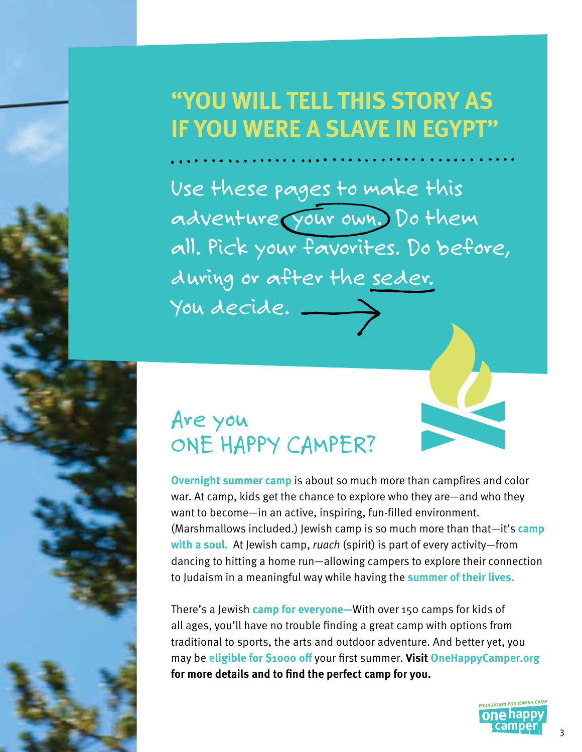# "YOU WILL TELL THIS STORY AS IF YOU WERE A SLAVE IN EGYPT"

Use these pages to make this adventure your own. Do them all. Pick your favorites. Do before, during or after the seder. You decide.

## Are you ONE HAPPY CAMPER?

**Overnight summer camp** is about so much more than campfires and color war. At camp, kids get the chance to explore who they are—and who they want to become—in an active, inspiring, fun-filled environment. (Marshmallows included.) Jewish camp is so much more than that—it's **camp with a soul.** At Jewish camp, *ruach* (spirit) is part of every activity—from dancing to hitting a home run—allowing campers to explore their connection to Judaism in a meaningful way while having the **summer of their lives.**

There's a Jewish **camp for everyone—**With over 150 camps for kids of all ages, you'll have no trouble finding a great camp with options from traditional to sports, the arts and outdoor adventure. And better yet, you may be **eligible for $1000 off** your first summer. **Visit OneHappyCamper.org for more details and to find the perfect camp for you.**

FOUNDATION FOR JEWISH CAMP one happy camper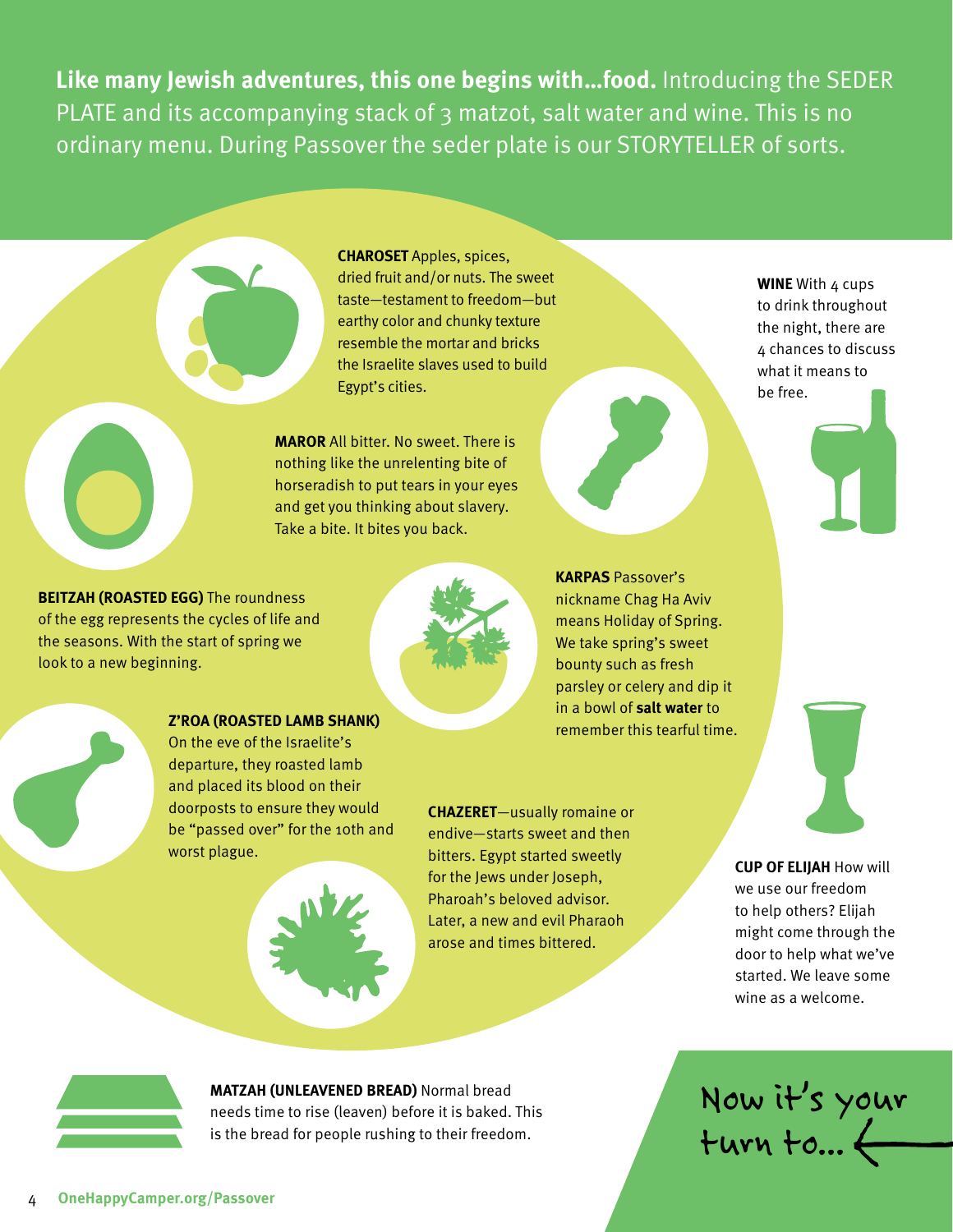**Like many Jewish adventures, this one begins with…food.** Introducing the SEDER PLATE and its accompanying stack of 3 matzot, salt water and wine. This is no ordinary menu. During Passover the seder plate is our STORYTELLER of sorts.

**CHAROSET** Apples, spices, dried fruit and/or nuts. The sweet taste—testament to freedom—but earthy color and chunky texture resemble the mortar and bricks the Israelite slaves used to build Egypt's cities.

**MAROR** All bitter. No sweet. There is nothing like the unrelenting bite of horseradish to put tears in your eyes and get you thinking about slavery. Take a bite. It bites you back.

**BEITZAH (ROASTED EGG)** The roundness of the egg represents the cycles of life and the seasons. With the start of spring we look to a new beginning.

**KARPAS** Passover's nickname Chag Ha Aviv means Holiday of Spring. We take spring's sweet bounty such as fresh parsley or celery and dip it in a bowl of **salt water** to remember this tearful time.

**Z'ROA (ROASTED LAMB SHANK)** On the eve of the Israelite's departure, they roasted lamb and placed its blood on their doorposts to ensure they would be "passed over" for the 10th and worst plague.

**CHAZERET**—usually romaine or endive—starts sweet and then bitters. Egypt started sweetly for the Jews under Joseph, Pharoah's beloved advisor. Later, a new and evil Pharaoh arose and times bittered.

**WINE** With 4 cups to drink throughout the night, there are 4 chances to discuss what it means to be free.

**CUP OF ELIJAH** How will we use our freedom to help others? Elijah might come through the door to help what we've started. We leave some wine as a welcome.

**MATZAH (UNLEAVENED BREAD)** Normal bread needs time to rise (leaven) before it is baked. This is the bread for people rushing to their freedom.

Now it's your turn to… ⟵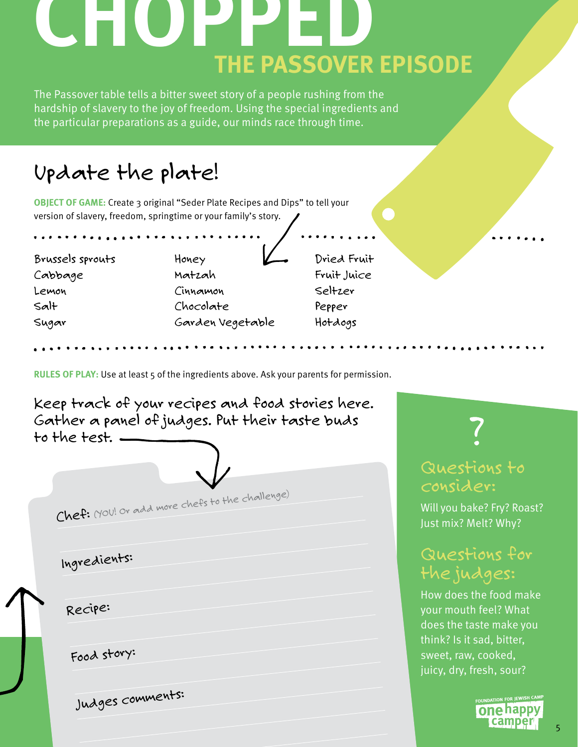# CHOPPED

## THE PASSOVER EPISODE

The Passover table tells a bitter sweet story of a people rushing from the hardship of slavery to the joy of freedom. Using the special ingredients and the particular preparations as a guide, our minds race through time.

## Update the plate!

**OBJECT OF GAME:** Create 3 original "Seder Plate Recipes and Dips" to tell your version of slavery, freedom, springtime or your family's story.

| | | |
|---|---|---|
| Brussels sprouts | Honey | Dried Fruit |
| Cabbage | Matzah | Fruit Juice |
| Lemon | Cinnamon | Seltzer |
| Salt | Chocolate | Pepper |
| Sugar | Garden Vegetable | Hotdogs |

**RULES OF PLAY:** Use at least 5 of the ingredients above. Ask your parents for permission.

Keep track of your recipes and food stories here. Gather a panel of judges. Put their taste buds to the test.

Chef: (YOU! Or add more chefs to the challenge)

Ingredients:

Recipe:

Food story:

Judges comments:

### Questions to consider:

Will you bake? Fry? Roast? Just mix? Melt? Why?

### Questions for the judges:

How does the food make your mouth feel? What does the taste make you think? Is it sad, bitter, sweet, raw, cooked, juicy, dry, fresh, sour?

FOUNDATION FOR JEWISH CAMP one happy camper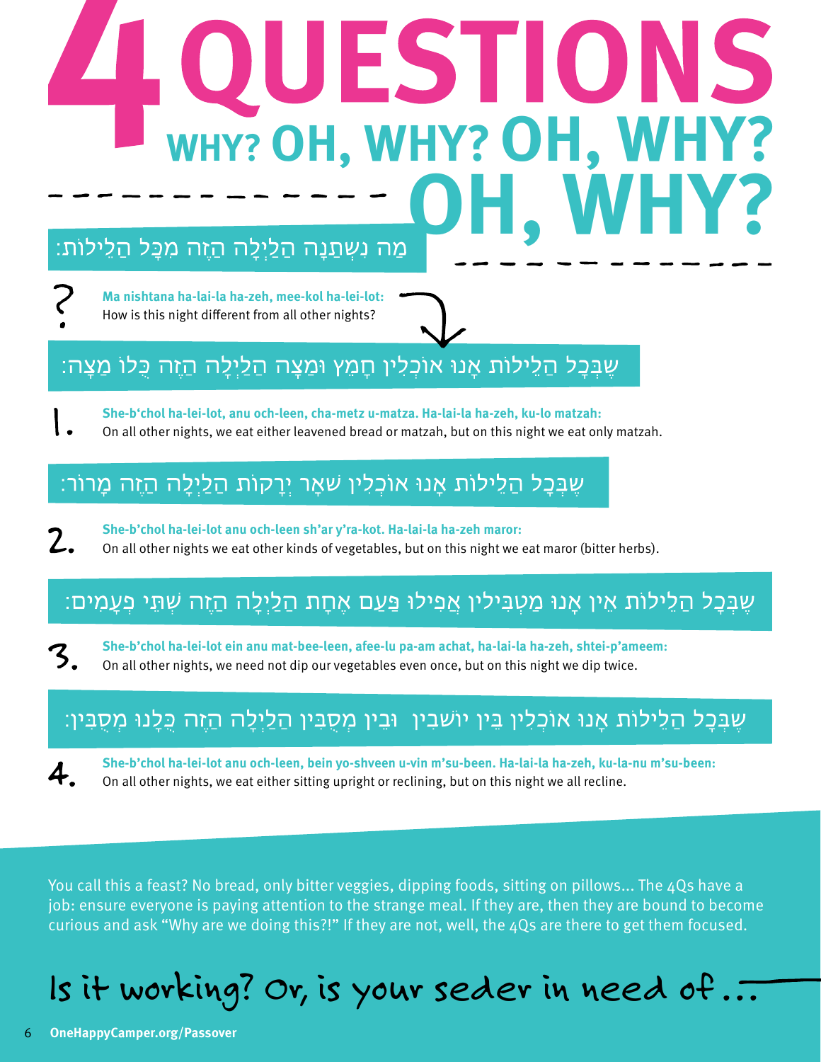# 4 QUESTIONS

## WHY? OH, WHY? OH, WHY? OH, WHY?

מַה נִשְׁתַּנָּה הַלַּיְלָה הַזֶּה מִכָּל הַלֵּילוֹת:

**Ma nishtana ha-lai-la ha-zeh, mee-kol ha-lei-lot:**
How is this night different from all other nights?

שֶׁבְּכָל הַלֵּילוֹת אָנוּ אוֹכְלִין חָמֵץ וּמַצָּה הַלַּיְלָה הַזֶּה כֻּלוֹ מַצָּה:

1. **She-b'chol ha-lei-lot, anu och-leen, cha-metz u-matza. Ha-lai-la ha-zeh, ku-lo matzah:**
On all other nights, we eat either leavened bread or matzah, but on this night we eat only matzah.

שֶׁבְּכָל הַלֵּילוֹת אָנוּ אוֹכְלִין שְׁאָר יְרָקוֹת הַלַּיְלָה הַזֶּה מָרוֹר:

2. **She-b'chol ha-lei-lot anu och-leen sh'ar y'ra-kot. Ha-lai-la ha-zeh maror:**
On all other nights we eat other kinds of vegetables, but on this night we eat maror (bitter herbs).

שֶׁבְּכָל הַלֵּילוֹת אֵין אָנוּ מַטְבִּילִין אֲפִילוּ פַּעַם אֶחָת הַלַּיְלָה הַזֶּה שְׁתֵּי פְעָמִים:

3. **She-b'chol ha-lei-lot ein anu mat-bee-leen, afee-lu pa-am achat, ha-lai-la ha-zeh, shtei-p'ameem:**
On all other nights, we need not dip our vegetables even once, but on this night we dip twice.

שֶׁבְּכָל הַלֵּילוֹת אָנוּ אוֹכְלִין בֵּין יוֹשְׁבִין וּבֵין מְסֻבִּין הַלַּיְלָה הַזֶּה כֻּלָּנוּ מְסֻבִּין:

4. **She-b'chol ha-lei-lot anu och-leen, bein yo-shveen u-vin m'su-been. Ha-lai-la ha-zeh, ku-la-nu m'su-been:**
On all other nights, we eat either sitting upright or reclining, but on this night we all recline.

You call this a feast? No bread, only bitter veggies, dipping foods, sitting on pillows... The 4Qs have a job: ensure everyone is paying attention to the strange meal. If they are, then they are bound to become curious and ask "Why are we doing this?!" If they are not, well, the 4Qs are there to get them focused.

Is it working? Or, is your seder in need of...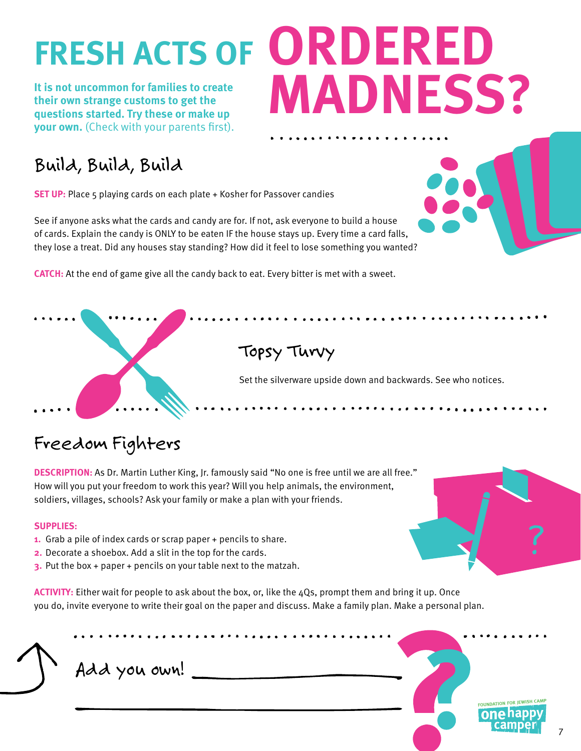# FRESH ACTS OF ORDERED MADNESS?

**It is not uncommon for families to create their own strange customs to get the questions started. Try these or make up your own.** (Check with your parents first).

## Build, Build, Build

**SET UP:** Place 5 playing cards on each plate + Kosher for Passover candies

See if anyone asks what the cards and candy are for. If not, ask everyone to build a house of cards. Explain the candy is ONLY to be eaten IF the house stays up. Every time a card falls, they lose a treat. Did any houses stay standing? How did it feel to lose something you wanted?

**CATCH:** At the end of game give all the candy back to eat. Every bitter is met with a sweet.

## Topsy Turvy

Set the silverware upside down and backwards. See who notices.

## Freedom Fighters

**DESCRIPTION:** As Dr. Martin Luther King, Jr. famously said "No one is free until we are all free." How will you put your freedom to work this year? Will you help animals, the environment, soldiers, villages, schools? Ask your family or make a plan with your friends.

**SUPPLIES:**

1. Grab a pile of index cards or scrap paper + pencils to share.
2. Decorate a shoebox. Add a slit in the top for the cards.
3. Put the box + paper + pencils on your table next to the matzah.

**ACTIVITY:** Either wait for people to ask about the box, or, like the 4Qs, prompt them and bring it up. Once you do, invite everyone to write their goal on the paper and discuss. Make a family plan. Make a personal plan.

Add you own! ______________________________

______________________________

FOUNDATION FOR JEWISH CAMP one happy camper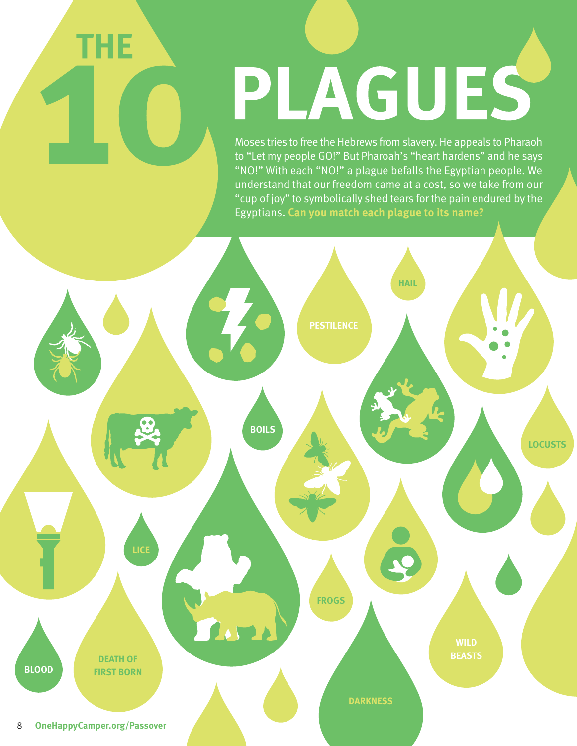# THE 10 PLAGUES

Moses tries to free the Hebrews from slavery. He appeals to Pharaoh to "Let my people GO!" But Pharoah's "heart hardens" and he says "NO!" With each "NO!" a plague befalls the Egyptian people. We understand that our freedom came at a cost, so we take from our "cup of joy" to symbolically shed tears for the pain endured by the Egyptians. **Can you match each plague to its name?**

HAIL

PESTILENCE

BOILS

LOCUSTS

LICE

FROGS

WILD BEASTS

BLOOD

DEATH OF FIRST BORN

DARKNESS

OneHappyCamper.org/Passover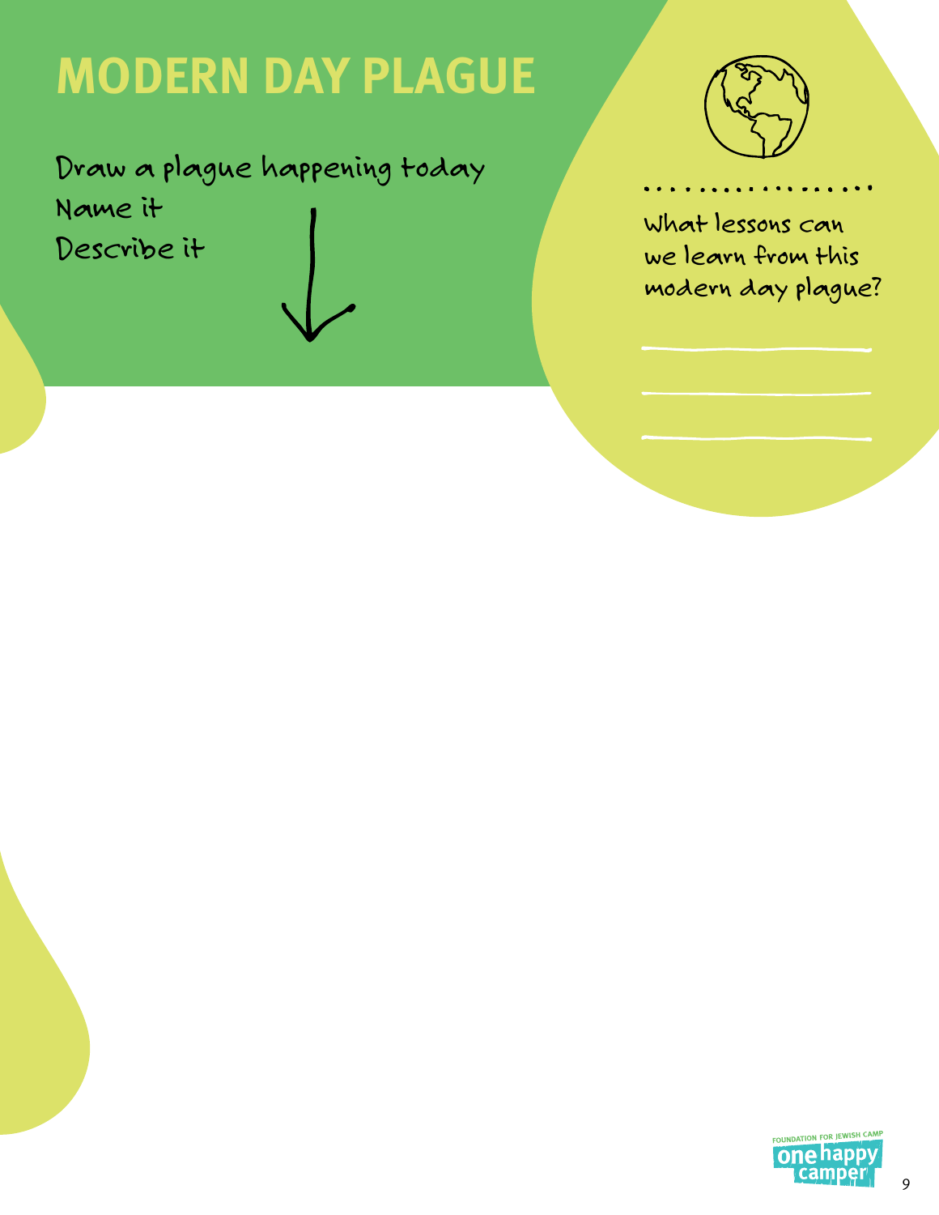# MODERN DAY PLAGUE

Draw a plague happening today

Name it

Describe it

What lessons can we learn from this modern day plague?

\_\_\_\_\_\_\_\_\_\_\_\_\_\_\_\_\_\_\_\_\_\_\_\_

\_\_\_\_\_\_\_\_\_\_\_\_\_\_\_\_\_\_\_\_\_\_\_\_

\_\_\_\_\_\_\_\_\_\_\_\_\_\_\_\_\_\_\_\_\_\_\_\_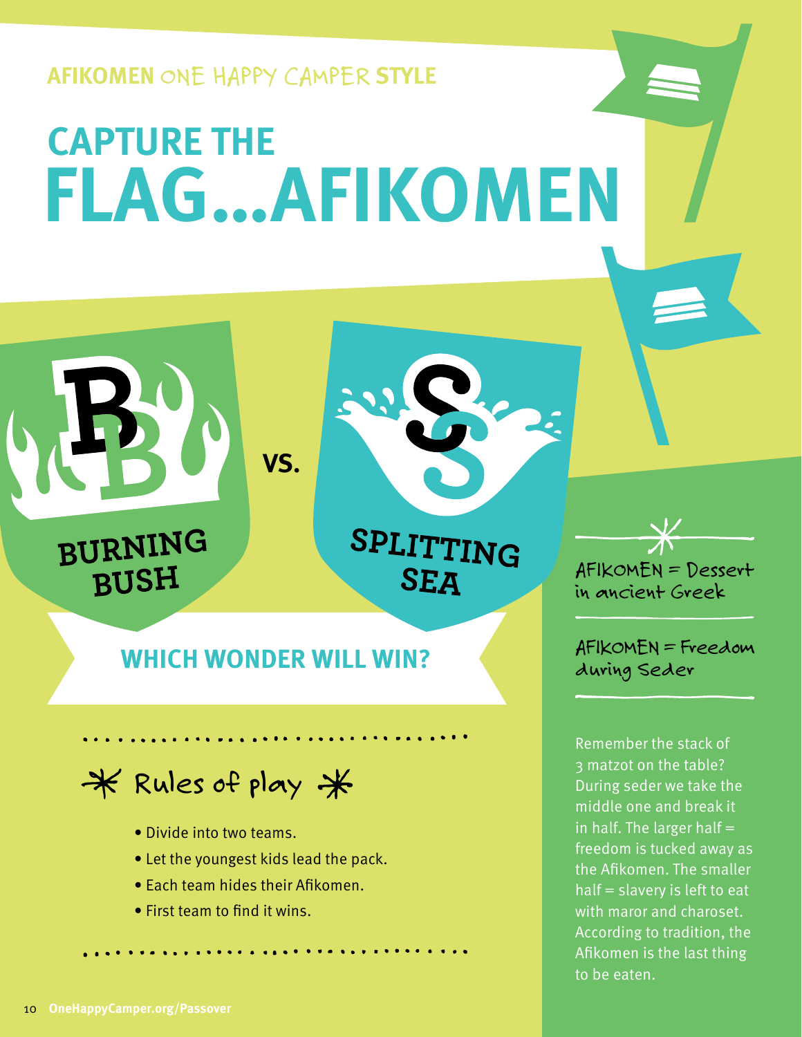AFIKOMEN ONE HAPPY CAMPER STYLE

# CAPTURE THE FLAG...AFIKOMEN

BURNING BUSH

VS.

SPLITTING SEA

## WHICH WONDER WILL WIN?

### ✳ Rules of play ✳

- Divide into two teams.
- Let the youngest kids lead the pack.
- Each team hides their Afikomen.
- First team to find it wins.

AFIKOMEN = Dessert in ancient Greek

AFIKOMEN = Freedom during Seder

Remember the stack of 3 matzot on the table? During seder we take the middle one and break it in half. The larger half = freedom is tucked away as the Afikomen. The smaller half = slavery is left to eat with maror and charoset. According to tradition, the Afikomen is the last thing to be eaten.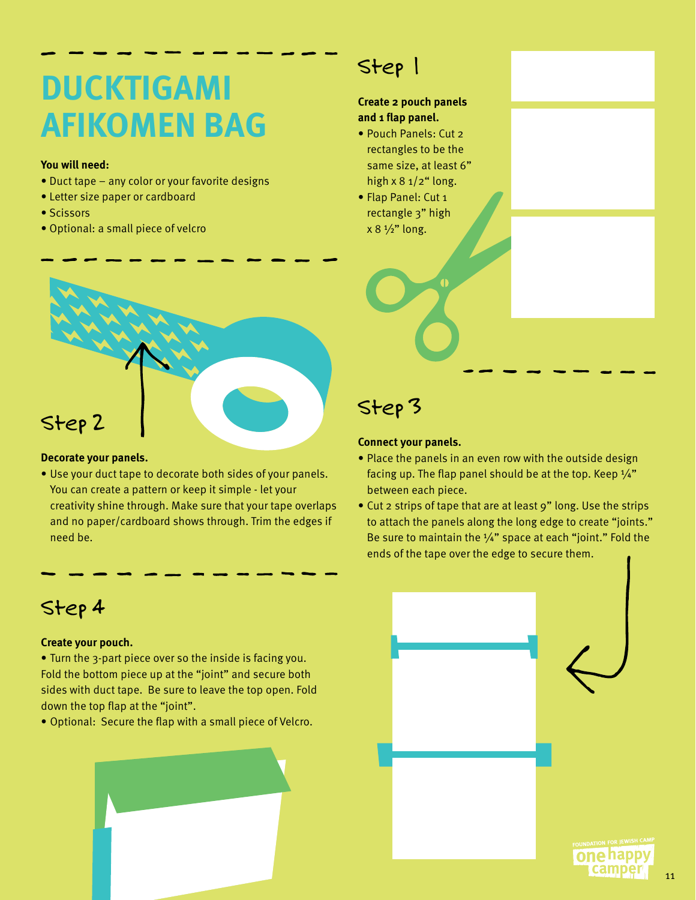# DUCKTIGAMI AFIKOMEN BAG

**You will need:**

- Duct tape – any color or your favorite designs
- Letter size paper or cardboard
- Scissors
- Optional: a small piece of velcro

## Step 1

**Create 2 pouch panels and 1 flap panel.**

- Pouch Panels: Cut 2 rectangles to be the same size, at least 6" high x 8 1/2" long.
- Flap Panel: Cut 1 rectangle 3" high x 8 ½" long.

## Step 2

**Decorate your panels.**

- Use your duct tape to decorate both sides of your panels. You can create a pattern or keep it simple - let your creativity shine through. Make sure that your tape overlaps and no paper/cardboard shows through. Trim the edges if need be.

## Step 3

**Connect your panels.**

- Place the panels in an even row with the outside design facing up. The flap panel should be at the top. Keep ¼" between each piece.
- Cut 2 strips of tape that are at least 9" long. Use the strips to attach the panels along the long edge to create "joints." Be sure to maintain the ¼" space at each "joint." Fold the ends of the tape over the edge to secure them.

## Step 4

**Create your pouch.**

- Turn the 3-part piece over so the inside is facing you. Fold the bottom piece up at the "joint" and secure both sides with duct tape. Be sure to leave the top open. Fold down the top flap at the "joint".
- Optional: Secure the flap with a small piece of Velcro.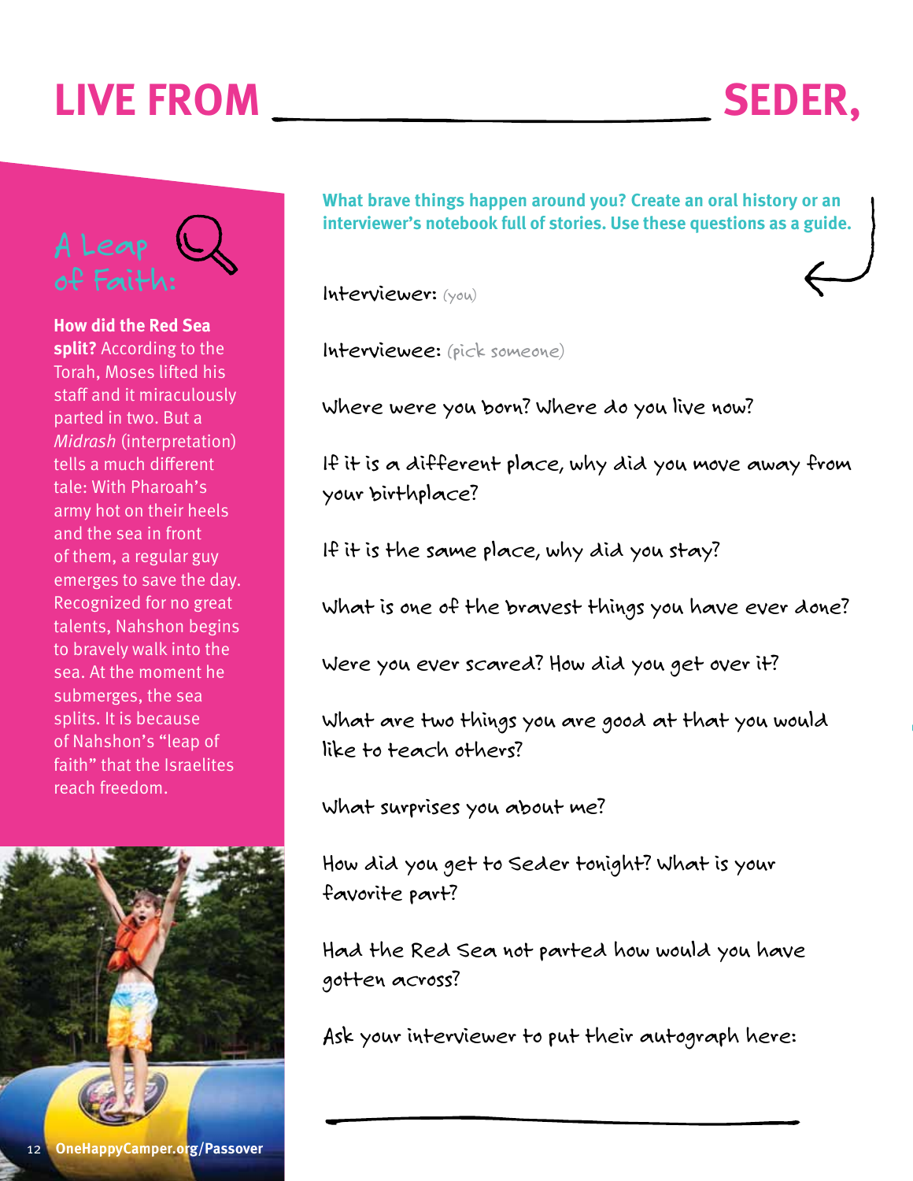# LIVE FROM ______________________ SEDER,

## A Leap of Faith:

**How did the Red Sea split?** According to the Torah, Moses lifted his staff and it miraculously parted in two. But a *Midrash* (interpretation) tells a much different tale: With Pharoah's army hot on their heels and the sea in front of them, a regular guy emerges to save the day. Recognized for no great talents, Nahshon begins to bravely walk into the sea. At the moment he submerges, the sea splits. It is because of Nahshon's "leap of faith" that the Israelites reach freedom.

**What brave things happen around you? Create an oral history or an interviewer's notebook full of stories. Use these questions as a guide.**

Interviewer: (you)

Interviewee: (pick someone)

Where were you born? Where do you live now?

If it is a different place, why did you move away from your birthplace?

If it is the same place, why did you stay?

What is one of the bravest things you have ever done?

Were you ever scared? How did you get over it?

What are two things you are good at that you would like to teach others?

What surprises you about me?

How did you get to Seder tonight? What is your favorite part?

Had the Red Sea not parted how would you have gotten across?

Ask your interviewer to put their autograph here:

______________________________

OneHappyCamper.org/Passover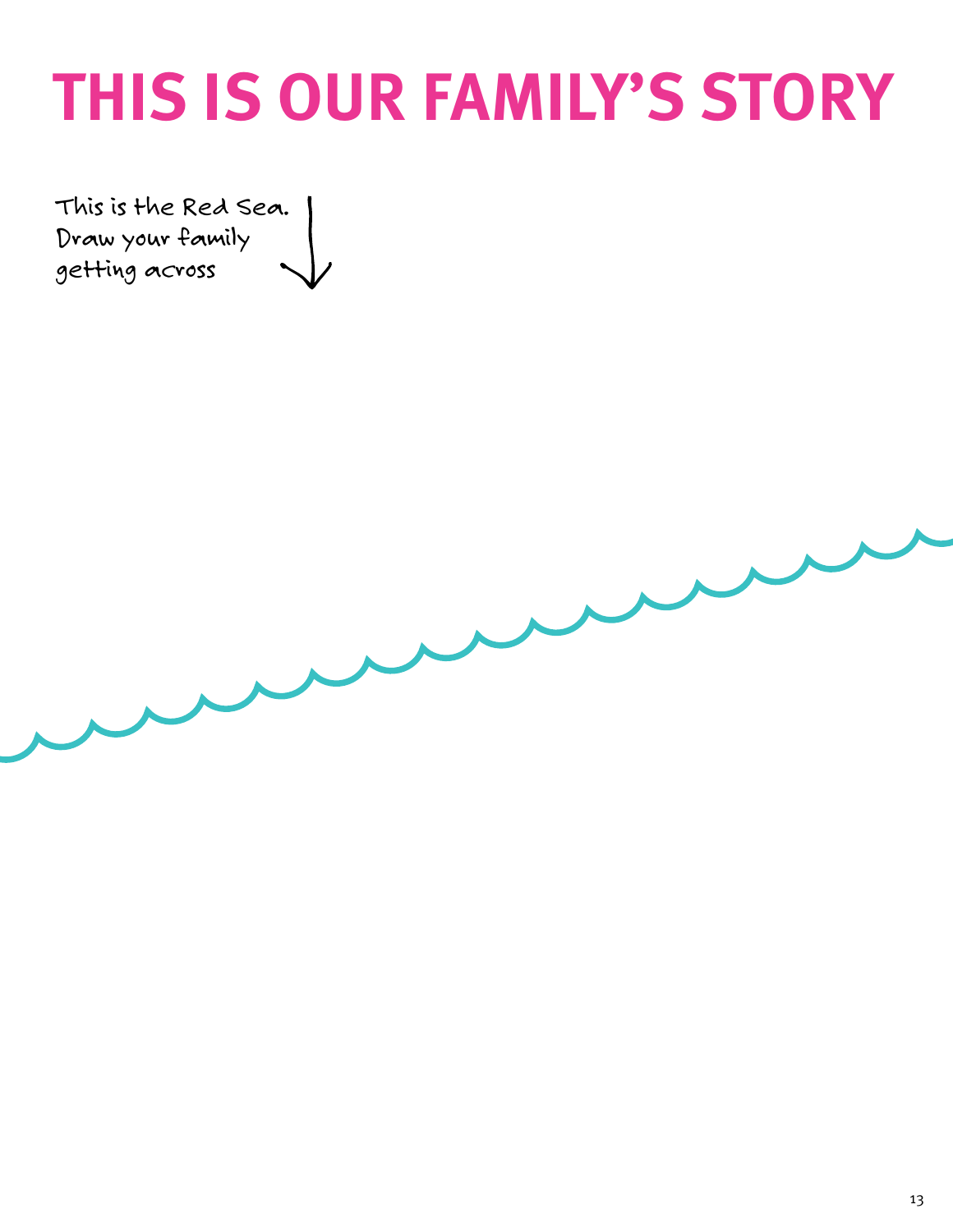# THIS IS OUR FAMILY'S STORY

This is the Red Sea.
Draw your family
getting across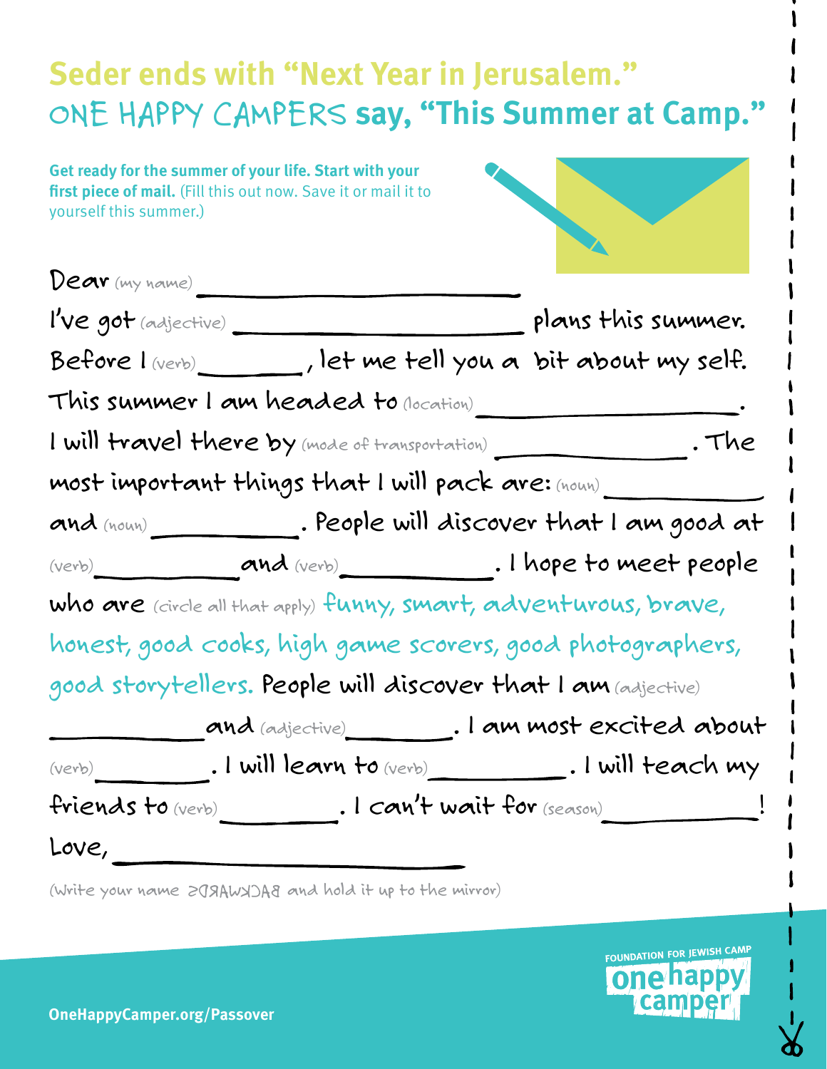# Seder ends with "Next Year in Jerusalem."

## ONE HAPPY CAMPERS say, "This Summer at Camp."

**Get ready for the summer of your life. Start with your first piece of mail.** (Fill this out now. Save it or mail it to yourself this summer.)

Dear (my name) ____________________

I've got (adjective) ____________________ plans this summer. Before I (verb) ________, let me tell you a bit about my self. This summer I am headed to (location) ____________________. I will travel there by (mode of transportation) ______________. The most important things that I will pack are: (noun) ____________ and (noun) ____________. People will discover that I am good at (verb) ____________ and (verb) ____________. I hope to meet people who are (circle all that apply) funny, smart, adventurous, brave, honest, good cooks, high game scorers, good photographers, good storytellers. People will discover that I am (adjective) ____________ and (adjective) ________. I am most excited about (verb) __________. I will learn to (verb) ____________. I will teach my friends to (verb) ________. I can't wait for (season) ____________!

Love, ____________________

(Write your name SDRAWKCAB and hold it up to the mirror)

FOUNDATION FOR JEWISH CAMP

one happy camper

OneHappyCamper.org/Passover